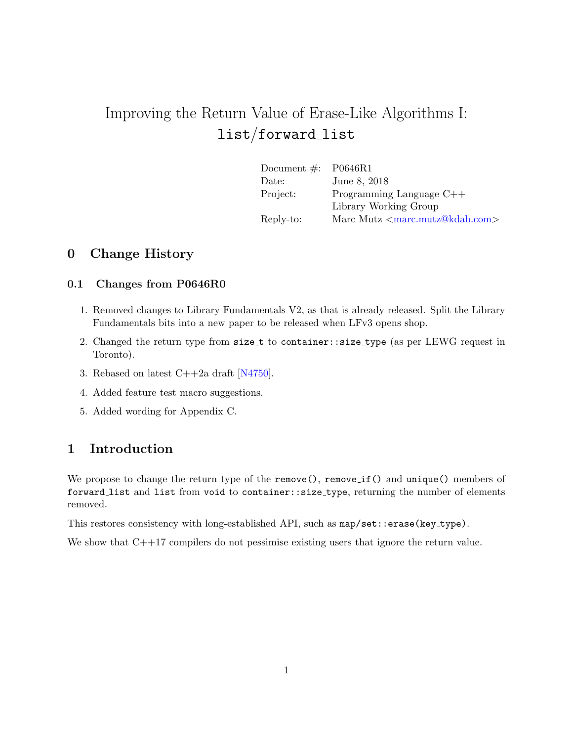# Improving the Return Value of Erase-Like Algorithms I: `list/forward_list`

| | |
|---|---|
| Document #: | P0646R1 |
| Date: | June 8, 2018 |
| Project: | Programming Language C++ |
| | Library Working Group |
| Reply-to: | Marc Mutz <marc.mutz@kdab.com> |

## 0 Change History

### 0.1 Changes from P0646R0

1. Removed changes to Library Fundamentals V2, as that is already released. Split the Library Fundamentals bits into a new paper to be released when LFv3 opens shop.
2. Changed the return type from `size_t` to `container::size_type` (as per LEWG request in Toronto).
3. Rebased on latest C++2a draft [N4750].
4. Added feature test macro suggestions.
5. Added wording for Appendix C.

## 1 Introduction

We propose to change the return type of the `remove()`, `remove_if()` and `unique()` members of `forward_list` and `list` from `void` to `container::size_type`, returning the number of elements removed.

This restores consistency with long-established API, such as `map/set::erase(key_type)`.

We show that C++17 compilers do not pessimise existing users that ignore the return value.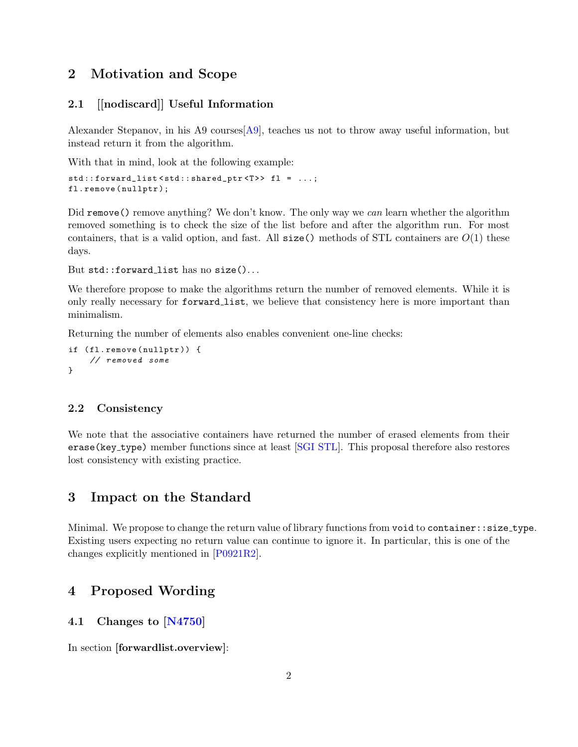# 2 Motivation and Scope

## 2.1 [[nodiscard]] Useful Information

Alexander Stepanov, in his A9 courses[A9], teaches us not to throw away useful information, but instead return it from the algorithm.

With that in mind, look at the following example:

```
std::forward_list<std::shared_ptr<T>> fl = ...;
fl.remove(nullptr);
```

Did `remove()` remove anything? We don't know. The only way we *can* learn whether the algorithm removed something is to check the size of the list before and after the algorithm run. For most containers, that is a valid option, and fast. All `size()` methods of STL containers are $O(1)$ these days.

But `std::forward_list` has no `size()`...

We therefore propose to make the algorithms return the number of removed elements. While it is only really necessary for `forward_list`, we believe that consistency here is more important than minimalism.

Returning the number of elements also enables convenient one-line checks:

```
if (fl.remove(nullptr)) {
    // removed some
}
```

## 2.2 Consistency

We note that the associative containers have returned the number of erased elements from their `erase(key_type)` member functions since at least [SGI STL]. This proposal therefore also restores lost consistency with existing practice.

# 3 Impact on the Standard

Minimal. We propose to change the return value of library functions from `void` to `container::size_type`. Existing users expecting no return value can continue to ignore it. In particular, this is one of the changes explicitly mentioned in [P0921R2].

# 4 Proposed Wording

## 4.1 Changes to [N4750]

In section **[forwardlist.overview]**: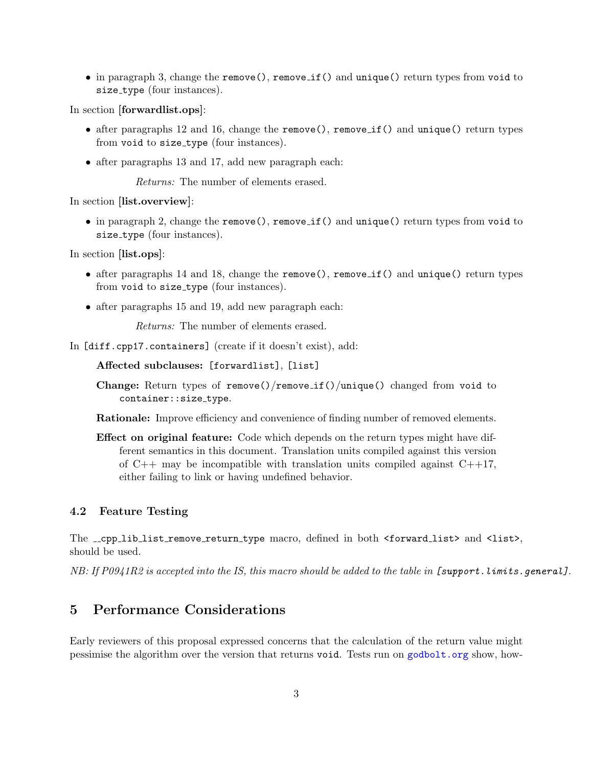- in paragraph 3, change the `remove()`, `remove_if()` and `unique()` return types from `void` to `size_type` (four instances).

In section **[forwardlist.ops]**:

- after paragraphs 12 and 16, change the `remove()`, `remove_if()` and `unique()` return types from `void` to `size_type` (four instances).
- after paragraphs 13 and 17, add new paragraph each:

  *Returns:* The number of elements erased.

In section **[list.overview]**:

- in paragraph 2, change the `remove()`, `remove_if()` and `unique()` return types from `void` to `size_type` (four instances).

In section **[list.ops]**:

- after paragraphs 14 and 18, change the `remove()`, `remove_if()` and `unique()` return types from `void` to `size_type` (four instances).
- after paragraphs 15 and 19, add new paragraph each:

  *Returns:* The number of elements erased.

In `[diff.cpp17.containers]` (create if it doesn't exist), add:

> **Affected subclauses:** `[forwardlist]`, `[list]`
>
> **Change:** Return types of `remove()`/`remove_if()`/`unique()` changed from `void` to `container::size_type`.
>
> **Rationale:** Improve efficiency and convenience of finding number of removed elements.
>
> **Effect on original feature:** Code which depends on the return types might have different semantics in this document. Translation units compiled against this version of C++ may be incompatible with translation units compiled against C++17, either failing to link or having undefined behavior.

### 4.2 Feature Testing

The `__cpp_lib_list_remove_return_type` macro, defined in both `<forward_list>` and `<list>`, should be used.

*NB: If P0941R2 is accepted into the IS, this macro should be added to the table in `[support.limits.general]`.*

## 5 Performance Considerations

Early reviewers of this proposal expressed concerns that the calculation of the return value might pessimise the algorithm over the version that returns `void`. Tests run on godbolt.org show, how-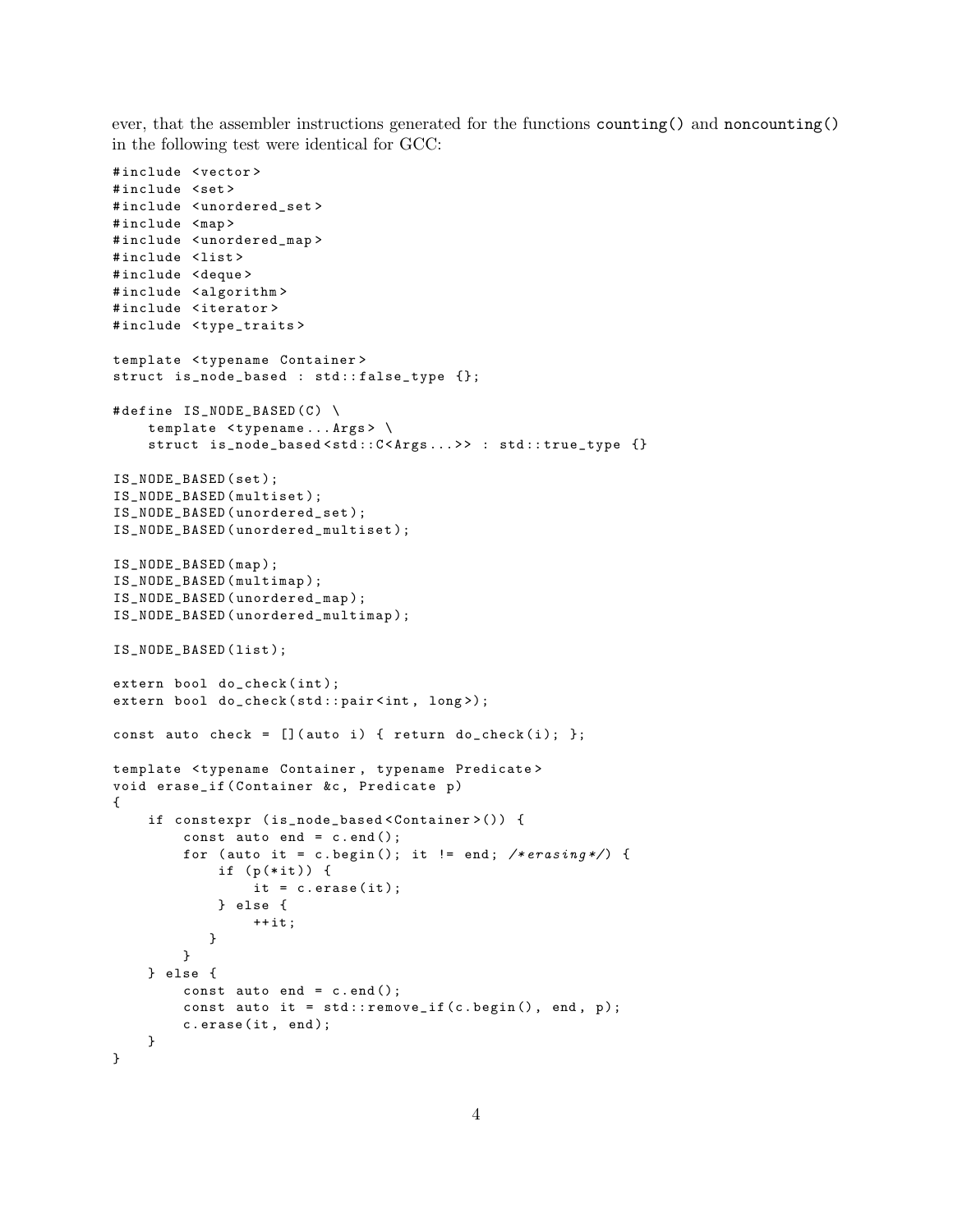ever, that the assembler instructions generated for the functions `counting()` and `noncounting()` in the following test were identical for GCC:

```
#include <vector>
#include <set>
#include <unordered_set>
#include <map>
#include <unordered_map>
#include <list>
#include <deque>
#include <algorithm>
#include <iterator>
#include <type_traits>

template <typename Container>
struct is_node_based : std::false_type {};

#define IS_NODE_BASED(C) \
    template <typename...Args> \
    struct is_node_based<std::C<Args...>> : std::true_type {}

IS_NODE_BASED(set);
IS_NODE_BASED(multiset);
IS_NODE_BASED(unordered_set);
IS_NODE_BASED(unordered_multiset);

IS_NODE_BASED(map);
IS_NODE_BASED(multimap);
IS_NODE_BASED(unordered_map);
IS_NODE_BASED(unordered_multimap);

IS_NODE_BASED(list);

extern bool do_check(int);
extern bool do_check(std::pair<int, long>);

const auto check = [](auto i) { return do_check(i); };

template <typename Container, typename Predicate>
void erase_if(Container &c, Predicate p)
{
    if constexpr (is_node_based<Container>()) {
        const auto end = c.end();
        for (auto it = c.begin(); it != end; /*erasing*/) {
            if (p(*it)) {
                it = c.erase(it);
            } else {
                ++it;
            }
        }
    } else {
        const auto end = c.end();
        const auto it = std::remove_if(c.begin(), end, p);
        c.erase(it, end);
    }
}
```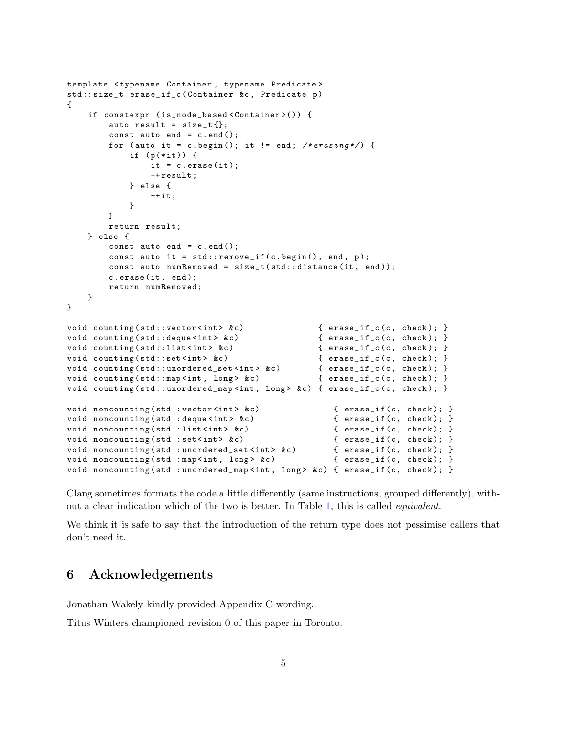```
template <typename Container, typename Predicate>
std::size_t erase_if_c(Container &c, Predicate p)
{
    if constexpr (is_node_based<Container>()) {
        auto result = size_t{};
        const auto end = c.end();
        for (auto it = c.begin(); it != end; /*erasing*/) {
            if (p(*it)) {
                it = c.erase(it);
                ++result;
            } else {
                ++it;
            }
        }
        return result;
    } else {
        const auto end = c.end();
        const auto it = std::remove_if(c.begin(), end, p);
        const auto numRemoved = size_t(std::distance(it, end));
        c.erase(it, end);
        return numRemoved;
    }
}

void counting(std::vector<int> &c)              { erase_if_c(c, check); }
void counting(std::deque<int> &c)               { erase_if_c(c, check); }
void counting(std::list<int> &c)                { erase_if_c(c, check); }
void counting(std::set<int> &c)                 { erase_if_c(c, check); }
void counting(std::unordered_set<int> &c)       { erase_if_c(c, check); }
void counting(std::map<int, long> &c)           { erase_if_c(c, check); }
void counting(std::unordered_map<int, long> &c) { erase_if_c(c, check); }

void noncounting(std::vector<int> &c)              { erase_if(c, check); }
void noncounting(std::deque<int> &c)               { erase_if(c, check); }
void noncounting(std::list<int> &c)                { erase_if(c, check); }
void noncounting(std::set<int> &c)                 { erase_if(c, check); }
void noncounting(std::unordered_set<int> &c)       { erase_if(c, check); }
void noncounting(std::map<int, long> &c)           { erase_if(c, check); }
void noncounting(std::unordered_map<int, long> &c) { erase_if(c, check); }
```

Clang sometimes formats the code a little differently (same instructions, grouped differently), without a clear indication which of the two is better. In Table 1, this is called *equivalent*.

We think it is safe to say that the introduction of the return type does not pessimise callers that don't need it.

## 6 Acknowledgements

Jonathan Wakely kindly provided Appendix C wording.

Titus Winters championed revision 0 of this paper in Toronto.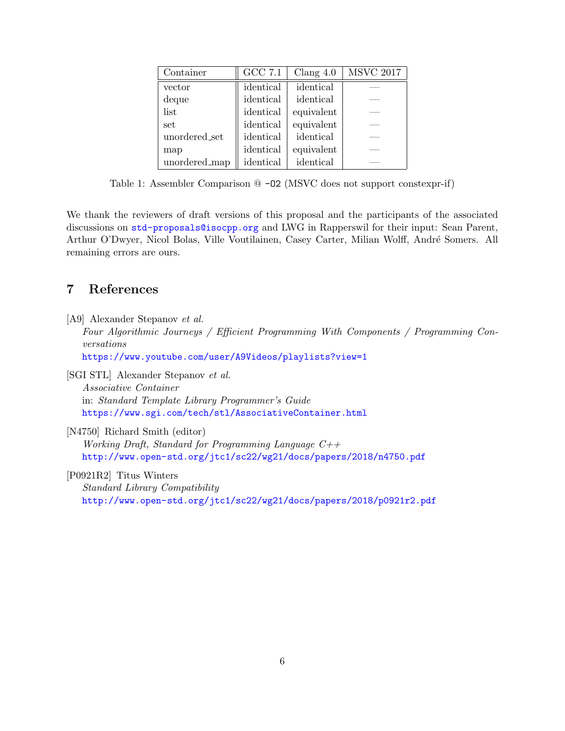| Container | GCC 7.1 | Clang 4.0 | MSVC 2017 |
| --- | --- | --- | --- |
| vector | identical | identical | — |
| deque | identical | identical | — |
| list | identical | equivalent | — |
| set | identical | equivalent | — |
| unordered_set | identical | identical | — |
| map | identical | equivalent | — |
| unordered_map | identical | identical | — |

Table 1: Assembler Comparison @ `-O2` (MSVC does not support constexpr-if)

We thank the reviewers of draft versions of this proposal and the participants of the associated discussions on std-proposals@isocpp.org and LWG in Rapperswil for their input: Sean Parent, Arthur O'Dwyer, Nicol Bolas, Ville Voutilainen, Casey Carter, Milian Wolff, André Somers. All remaining errors are ours.

## 7 References

[A9] Alexander Stepanov *et al.*
*Four Algorithmic Journeys / Efficient Programming With Components / Programming Conversations*
https://www.youtube.com/user/A9Videos/playlists?view=1

[SGI STL] Alexander Stepanov *et al.*
*Associative Container*
in: *Standard Template Library Programmer's Guide*
https://www.sgi.com/tech/stl/AssociativeContainer.html

[N4750] Richard Smith (editor)
*Working Draft, Standard for Programming Language C++*
http://www.open-std.org/jtc1/sc22/wg21/docs/papers/2018/n4750.pdf

[P0921R2] Titus Winters
*Standard Library Compatibility*
http://www.open-std.org/jtc1/sc22/wg21/docs/papers/2018/p0921r2.pdf